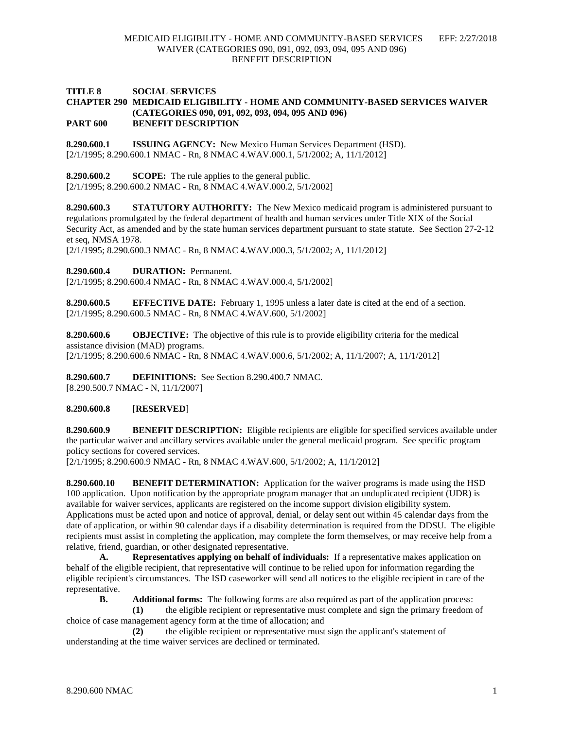**TITLE 8 SOCIAL SERVICES**
**CHAPTER 290 MEDICAID ELIGIBILITY - HOME AND COMMUNITY-BASED SERVICES WAIVER (CATEGORIES 090, 091, 092, 093, 094, 095 AND 096)**
**PART 600 BENEFIT DESCRIPTION**

**8.290.600.1 ISSUING AGENCY:** New Mexico Human Services Department (HSD).
[2/1/1995; 8.290.600.1 NMAC - Rn, 8 NMAC 4.WAV.000.1, 5/1/2002; A, 11/1/2012]

**8.290.600.2 SCOPE:** The rule applies to the general public.
[2/1/1995; 8.290.600.2 NMAC - Rn, 8 NMAC 4.WAV.000.2, 5/1/2002]

**8.290.600.3 STATUTORY AUTHORITY:** The New Mexico medicaid program is administered pursuant to regulations promulgated by the federal department of health and human services under Title XIX of the Social Security Act, as amended and by the state human services department pursuant to state statute. See Section 27-2-12 et seq, NMSA 1978.
[2/1/1995; 8.290.600.3 NMAC - Rn, 8 NMAC 4.WAV.000.3, 5/1/2002; A, 11/1/2012]

**8.290.600.4 DURATION:** Permanent.
[2/1/1995; 8.290.600.4 NMAC - Rn, 8 NMAC 4.WAV.000.4, 5/1/2002]

**8.290.600.5 EFFECTIVE DATE:** February 1, 1995 unless a later date is cited at the end of a section.
[2/1/1995; 8.290.600.5 NMAC - Rn, 8 NMAC 4.WAV.600, 5/1/2002]

**8.290.600.6 OBJECTIVE:** The objective of this rule is to provide eligibility criteria for the medical assistance division (MAD) programs.
[2/1/1995; 8.290.600.6 NMAC - Rn, 8 NMAC 4.WAV.000.6, 5/1/2002; A, 11/1/2007; A, 11/1/2012]

**8.290.600.7 DEFINITIONS:** See Section 8.290.400.7 NMAC.
[8.290.500.7 NMAC - N, 11/1/2007]

**8.290.600.8** [**RESERVED**]

**8.290.600.9 BENEFIT DESCRIPTION:** Eligible recipients are eligible for specified services available under the particular waiver and ancillary services available under the general medicaid program. See specific program policy sections for covered services.
[2/1/1995; 8.290.600.9 NMAC - Rn, 8 NMAC 4.WAV.600, 5/1/2002; A, 11/1/2012]

**8.290.600.10 BENEFIT DETERMINATION:** Application for the waiver programs is made using the HSD 100 application. Upon notification by the appropriate program manager that an unduplicated recipient (UDR) is available for waiver services, applicants are registered on the income support division eligibility system. Applications must be acted upon and notice of approval, denial, or delay sent out within 45 calendar days from the date of application, or within 90 calendar days if a disability determination is required from the DDSU. The eligible recipients must assist in completing the application, may complete the form themselves, or may receive help from a relative, friend, guardian, or other designated representative.

**A. Representatives applying on behalf of individuals:** If a representative makes application on behalf of the eligible recipient, that representative will continue to be relied upon for information regarding the eligible recipient's circumstances. The ISD caseworker will send all notices to the eligible recipient in care of the representative.

**B. Additional forms:** The following forms are also required as part of the application process:

**(1)** the eligible recipient or representative must complete and sign the primary freedom of choice of case management agency form at the time of allocation; and

**(2)** the eligible recipient or representative must sign the applicant's statement of understanding at the time waiver services are declined or terminated.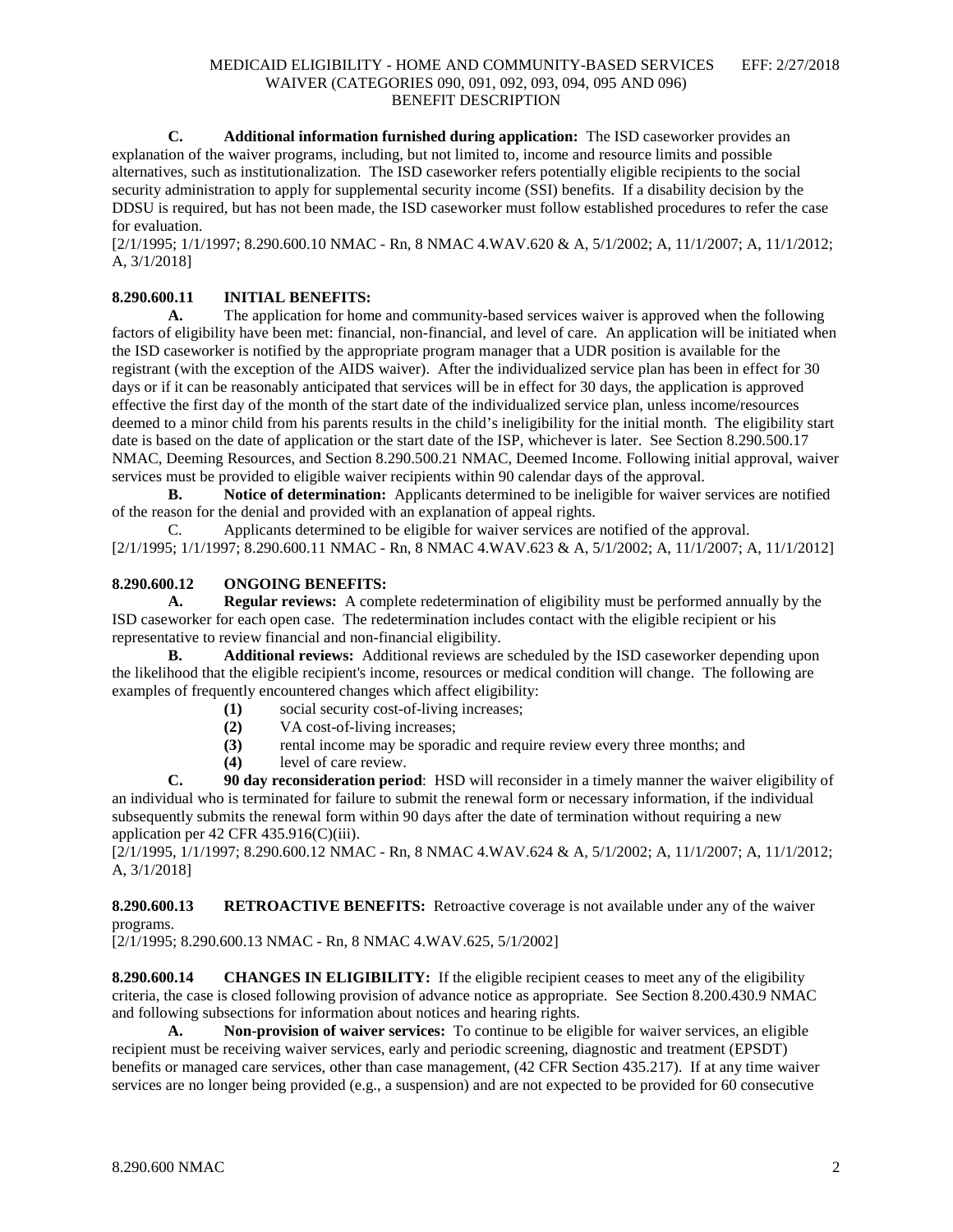**C. Additional information furnished during application:** The ISD caseworker provides an explanation of the waiver programs, including, but not limited to, income and resource limits and possible alternatives, such as institutionalization. The ISD caseworker refers potentially eligible recipients to the social security administration to apply for supplemental security income (SSI) benefits. If a disability decision by the DDSU is required, but has not been made, the ISD caseworker must follow established procedures to refer the case for evaluation.

[2/1/1995; 1/1/1997; 8.290.600.10 NMAC - Rn, 8 NMAC 4.WAV.620 & A, 5/1/2002; A, 11/1/2007; A, 11/1/2012; A, 3/1/2018]

**8.290.600.11 INITIAL BENEFITS:**

**A.** The application for home and community-based services waiver is approved when the following factors of eligibility have been met: financial, non-financial, and level of care. An application will be initiated when the ISD caseworker is notified by the appropriate program manager that a UDR position is available for the registrant (with the exception of the AIDS waiver). After the individualized service plan has been in effect for 30 days or if it can be reasonably anticipated that services will be in effect for 30 days, the application is approved effective the first day of the month of the start date of the individualized service plan, unless income/resources deemed to a minor child from his parents results in the child's ineligibility for the initial month. The eligibility start date is based on the date of application or the start date of the ISP, whichever is later. See Section 8.290.500.17 NMAC, Deeming Resources, and Section 8.290.500.21 NMAC, Deemed Income. Following initial approval, waiver services must be provided to eligible waiver recipients within 90 calendar days of the approval.

**B. Notice of determination:** Applicants determined to be ineligible for waiver services are notified of the reason for the denial and provided with an explanation of appeal rights.

C. Applicants determined to be eligible for waiver services are notified of the approval.

[2/1/1995; 1/1/1997; 8.290.600.11 NMAC - Rn, 8 NMAC 4.WAV.623 & A, 5/1/2002; A, 11/1/2007; A, 11/1/2012]

**8.290.600.12 ONGOING BENEFITS:**

**A. Regular reviews:** A complete redetermination of eligibility must be performed annually by the ISD caseworker for each open case. The redetermination includes contact with the eligible recipient or his representative to review financial and non-financial eligibility.

**B. Additional reviews:** Additional reviews are scheduled by the ISD caseworker depending upon the likelihood that the eligible recipient's income, resources or medical condition will change. The following are examples of frequently encountered changes which affect eligibility:

**(1)** social security cost-of-living increases;
**(2)** VA cost-of-living increases;
**(3)** rental income may be sporadic and require review every three months; and
**(4)** level of care review.

**C. 90 day reconsideration period**: HSD will reconsider in a timely manner the waiver eligibility of an individual who is terminated for failure to submit the renewal form or necessary information, if the individual subsequently submits the renewal form within 90 days after the date of termination without requiring a new application per 42 CFR 435.916(C)(iii).

[2/1/1995, 1/1/1997; 8.290.600.12 NMAC - Rn, 8 NMAC 4.WAV.624 & A, 5/1/2002; A, 11/1/2007; A, 11/1/2012; A, 3/1/2018]

**8.290.600.13 RETROACTIVE BENEFITS:** Retroactive coverage is not available under any of the waiver programs.

[2/1/1995; 8.290.600.13 NMAC - Rn, 8 NMAC 4.WAV.625, 5/1/2002]

**8.290.600.14 CHANGES IN ELIGIBILITY:** If the eligible recipient ceases to meet any of the eligibility criteria, the case is closed following provision of advance notice as appropriate. See Section 8.200.430.9 NMAC and following subsections for information about notices and hearing rights.

**A. Non-provision of waiver services:** To continue to be eligible for waiver services, an eligible recipient must be receiving waiver services, early and periodic screening, diagnostic and treatment (EPSDT) benefits or managed care services, other than case management, (42 CFR Section 435.217). If at any time waiver services are no longer being provided (e.g., a suspension) and are not expected to be provided for 60 consecutive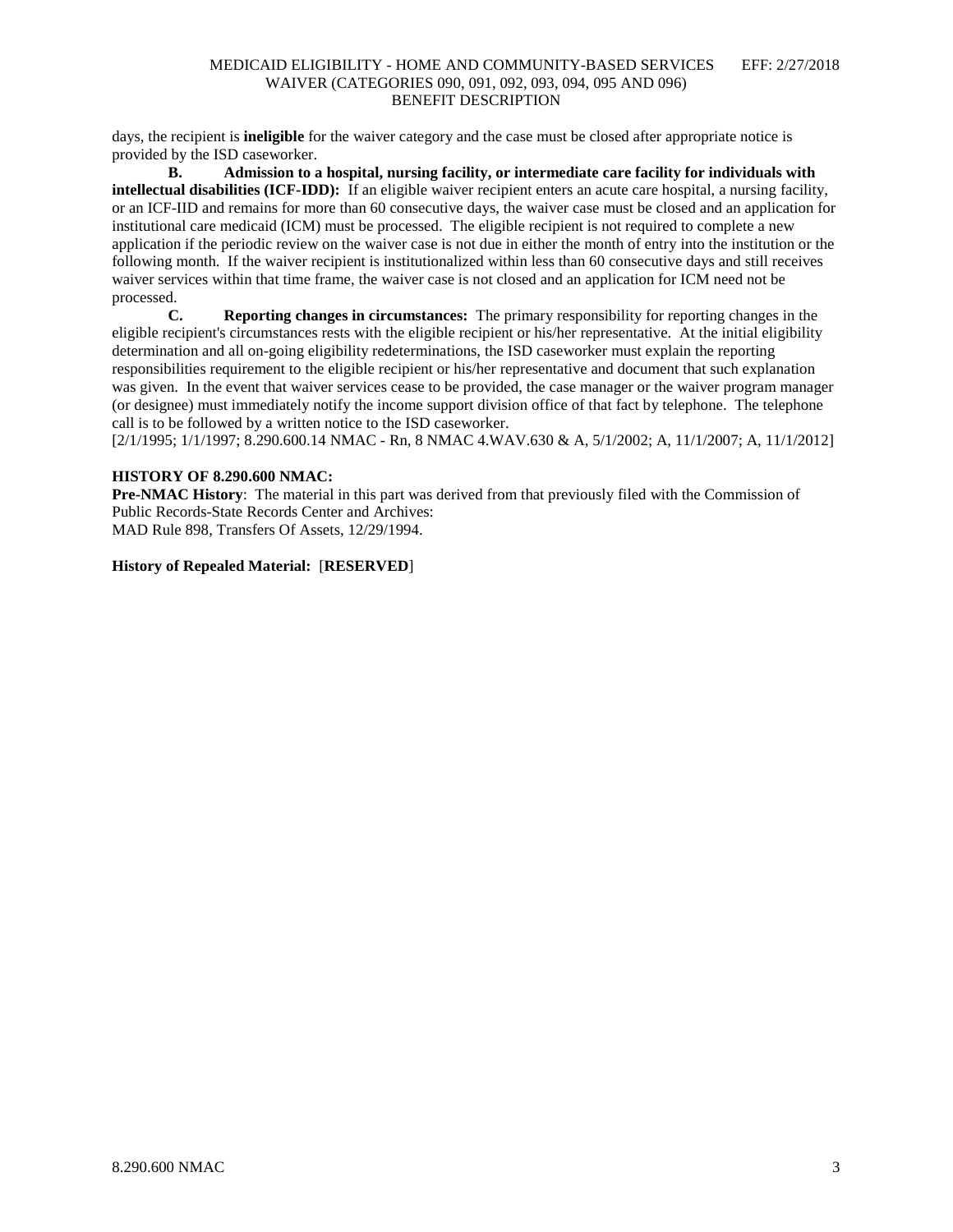days, the recipient is **ineligible** for the waiver category and the case must be closed after appropriate notice is provided by the ISD caseworker.

**B. Admission to a hospital, nursing facility, or intermediate care facility for individuals with intellectual disabilities (ICF-IDD):** If an eligible waiver recipient enters an acute care hospital, a nursing facility, or an ICF-IID and remains for more than 60 consecutive days, the waiver case must be closed and an application for institutional care medicaid (ICM) must be processed. The eligible recipient is not required to complete a new application if the periodic review on the waiver case is not due in either the month of entry into the institution or the following month. If the waiver recipient is institutionalized within less than 60 consecutive days and still receives waiver services within that time frame, the waiver case is not closed and an application for ICM need not be processed.

**C. Reporting changes in circumstances:** The primary responsibility for reporting changes in the eligible recipient's circumstances rests with the eligible recipient or his/her representative. At the initial eligibility determination and all on-going eligibility redeterminations, the ISD caseworker must explain the reporting responsibilities requirement to the eligible recipient or his/her representative and document that such explanation was given. In the event that waiver services cease to be provided, the case manager or the waiver program manager (or designee) must immediately notify the income support division office of that fact by telephone. The telephone call is to be followed by a written notice to the ISD caseworker.

[2/1/1995; 1/1/1997; 8.290.600.14 NMAC - Rn, 8 NMAC 4.WAV.630 & A, 5/1/2002; A, 11/1/2007; A, 11/1/2012]

**HISTORY OF 8.290.600 NMAC:**

**Pre-NMAC History**: The material in this part was derived from that previously filed with the Commission of Public Records-State Records Center and Archives:
MAD Rule 898, Transfers Of Assets, 12/29/1994.

**History of Repealed Material:** [**RESERVED**]